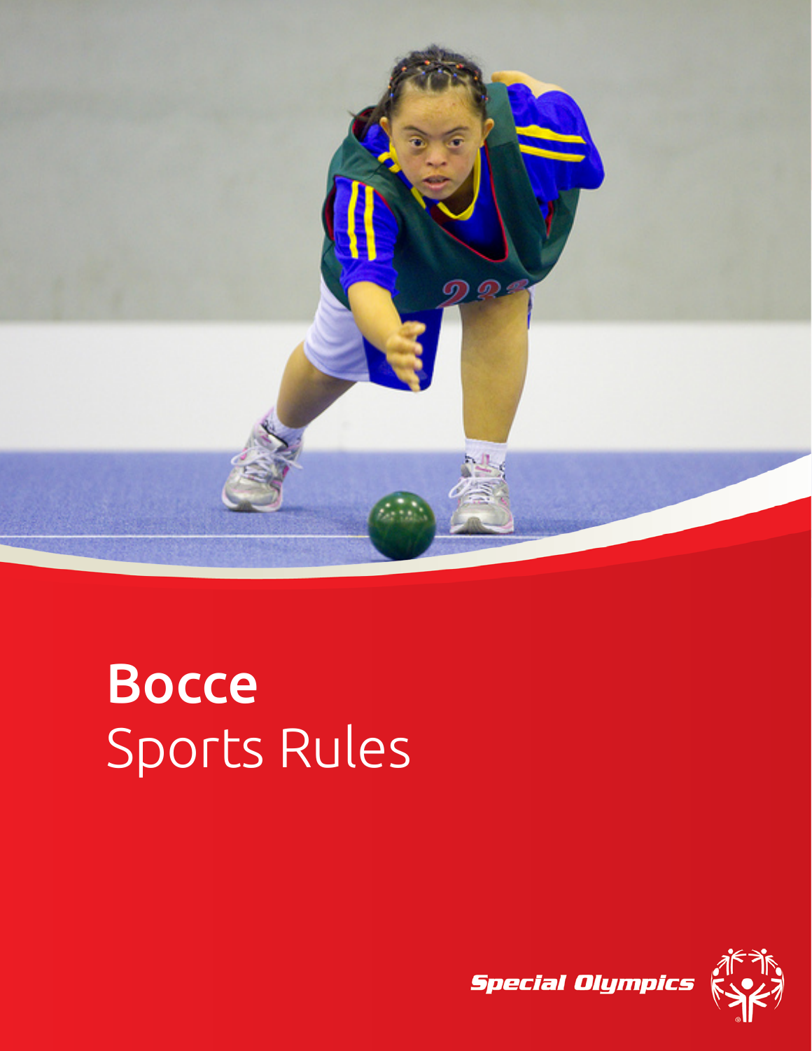# Bocce

Sports Rules

Special Olympics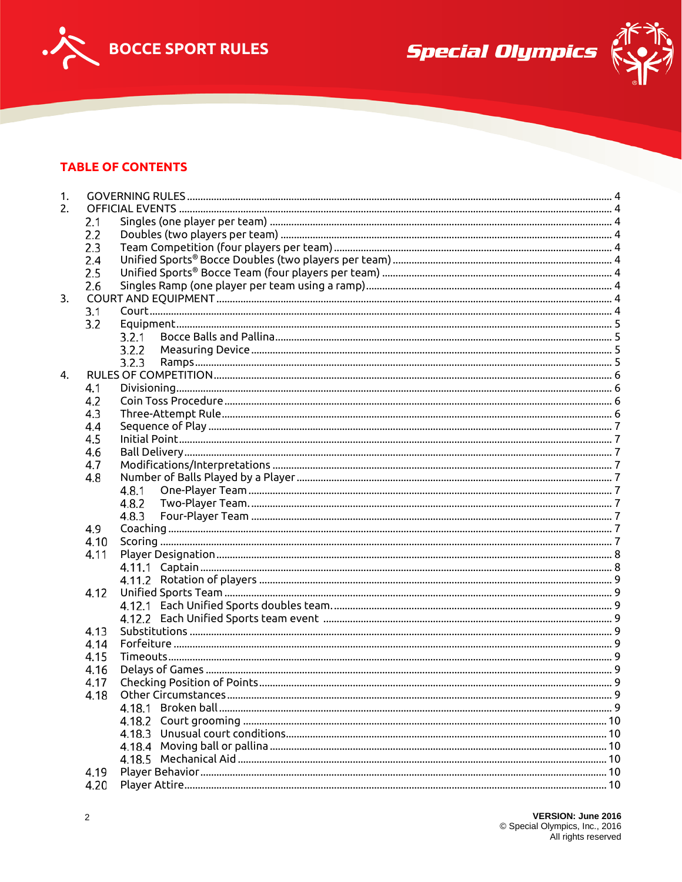## TABLE OF CONTENTS

1. GOVERNING RULES ........ 4
2. OFFICIAL EVENTS ........ 4
   - 2.1 Singles (one player per team) ........ 4
   - 2.2 Doubles (two players per team) ........ 4
   - 2.3 Team Competition (four players per team) ........ 4
   - 2.4 Unified Sports® Bocce Doubles (two players per team) ........ 4
   - 2.5 Unified Sports® Bocce Team (four players per team) ........ 4
   - 2.6 Singles Ramp (one player per team using a ramp) ........ 4
3. COURT AND EQUIPMENT ........ 4
   - 3.1 Court ........ 4
   - 3.2 Equipment ........ 5
     - 3.2.1 Bocce Balls and Pallina ........ 5
     - 3.2.2 Measuring Device ........ 5
     - 3.2.3 Ramps ........ 5
4. RULES OF COMPETITION ........ 6
   - 4.1 Divisioning ........ 6
   - 4.2 Coin Toss Procedure ........ 6
   - 4.3 Three-Attempt Rule ........ 6
   - 4.4 Sequence of Play ........ 7
   - 4.5 Initial Point ........ 7
   - 4.6 Ball Delivery ........ 7
   - 4.7 Modifications/Interpretations ........ 7
   - 4.8 Number of Balls Played by a Player ........ 7
     - 4.8.1 One-Player Team ........ 7
     - 4.8.2 Two-Player Team. ........ 7
     - 4.8.3 Four-Player Team ........ 7
   - 4.9 Coaching ........ 7
   - 4.10 Scoring ........ 7
   - 4.11 Player Designation ........ 8
     - 4.11.1 Captain ........ 8
     - 4.11.2 Rotation of players ........ 9
   - 4.12 Unified Sports Team ........ 9
     - 4.12.1 Each Unified Sports doubles team. ........ 9
     - 4.12.2 Each Unified Sports team event ........ 9
   - 4.13 Substitutions ........ 9
   - 4.14 Forfeiture ........ 9
   - 4.15 Timeouts ........ 9
   - 4.16 Delays of Games ........ 9
   - 4.17 Checking Position of Points ........ 9
   - 4.18 Other Circumstances ........ 9
     - 4.18.1 Broken ball ........ 9
     - 4.18.2 Court grooming ........ 10
     - 4.18.3 Unusual court conditions ........ 10
     - 4.18.4 Moving ball or pallina ........ 10
     - 4.18.5 Mechanical Aid ........ 10
   - 4.19 Player Behavior ........ 10
   - 4.20 Player Attire ........ 10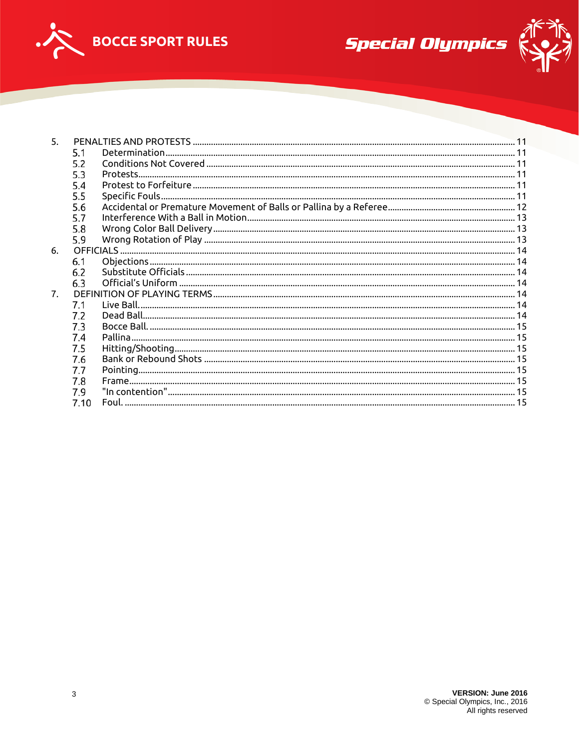5. PENALTIES AND PROTESTS ........ 11
   - 5.1 Determination ........ 11
   - 5.2 Conditions Not Covered ........ 11
   - 5.3 Protests ........ 11
   - 5.4 Protest to Forfeiture ........ 11
   - 5.5 Specific Fouls ........ 11
   - 5.6 Accidental or Premature Movement of Balls or Pallina by a Referee ........ 12
   - 5.7 Interference With a Ball in Motion ........ 13
   - 5.8 Wrong Color Ball Delivery ........ 13
   - 5.9 Wrong Rotation of Play ........ 13

6. OFFICIALS ........ 14
   - 6.1 Objections ........ 14
   - 6.2 Substitute Officials ........ 14
   - 6.3 Official's Uniform ........ 14

7. DEFINITION OF PLAYING TERMS ........ 14
   - 7.1 Live Ball ........ 14
   - 7.2 Dead Ball ........ 14
   - 7.3 Bocce Ball ........ 15
   - 7.4 Pallina ........ 15
   - 7.5 Hitting/Shooting ........ 15
   - 7.6 Bank or Rebound Shots ........ 15
   - 7.7 Pointing ........ 15
   - 7.8 Frame ........ 15
   - 7.9 "In contention" ........ 15
   - 7.10 Foul ........ 15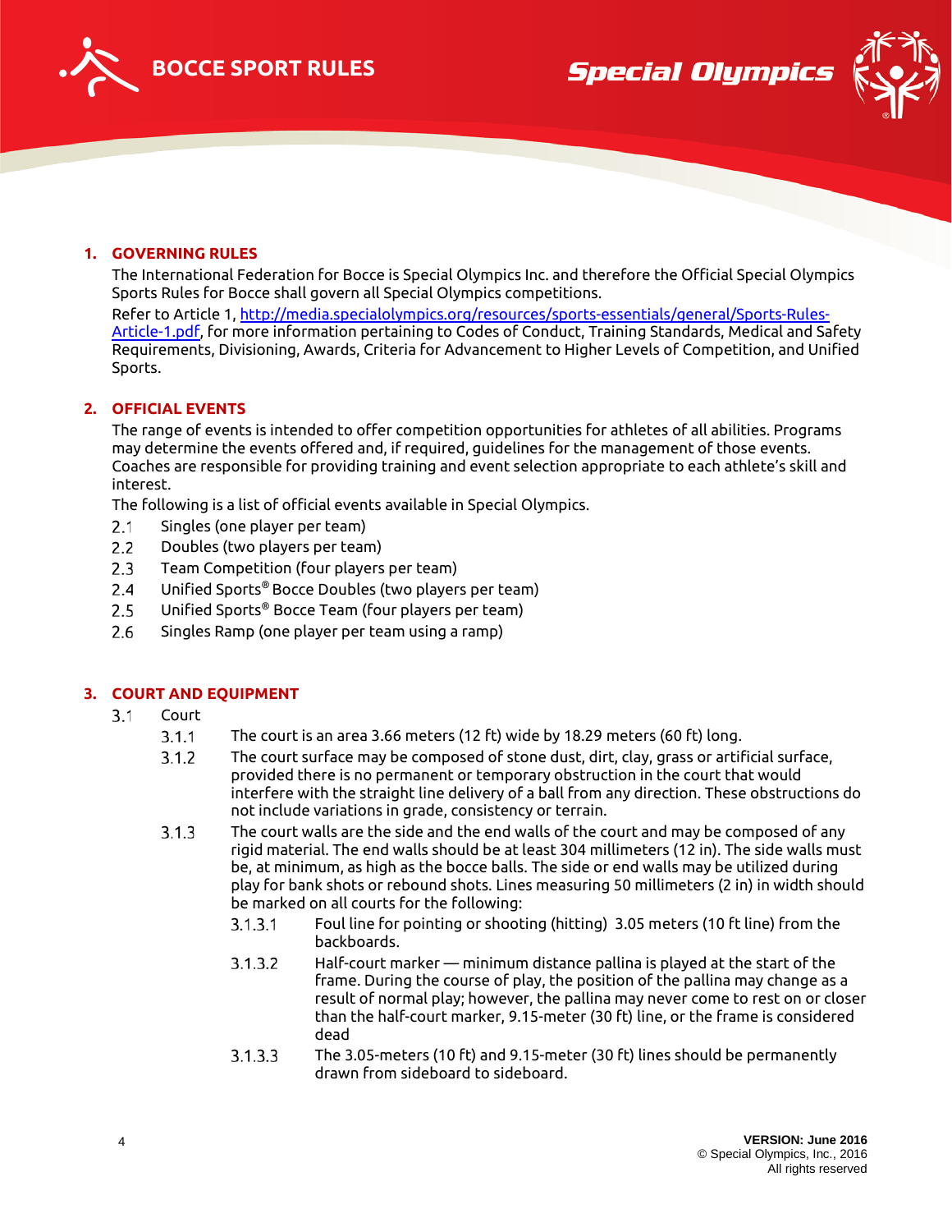## 1. GOVERNING RULES

The International Federation for Bocce is Special Olympics Inc. and therefore the Official Special Olympics Sports Rules for Bocce shall govern all Special Olympics competitions.

Refer to Article 1, [http://media.specialolympics.org/resources/sports-essentials/general/Sports-Rules-Article-1.pdf](http://media.specialolympics.org/resources/sports-essentials/general/Sports-Rules-Article-1.pdf), for more information pertaining to Codes of Conduct, Training Standards, Medical and Safety Requirements, Divisioning, Awards, Criteria for Advancement to Higher Levels of Competition, and Unified Sports.

## 2. OFFICIAL EVENTS

The range of events is intended to offer competition opportunities for athletes of all abilities. Programs may determine the events offered and, if required, guidelines for the management of those events. Coaches are responsible for providing training and event selection appropriate to each athlete's skill and interest.

The following is a list of official events available in Special Olympics.

- 2.1 Singles (one player per team)
- 2.2 Doubles (two players per team)
- 2.3 Team Competition (four players per team)
- 2.4 Unified Sports® Bocce Doubles (two players per team)
- 2.5 Unified Sports® Bocce Team (four players per team)
- 2.6 Singles Ramp (one player per team using a ramp)

## 3. COURT AND EQUIPMENT

3.1 Court

- 3.1.1 The court is an area 3.66 meters (12 ft) wide by 18.29 meters (60 ft) long.
- 3.1.2 The court surface may be composed of stone dust, dirt, clay, grass or artificial surface, provided there is no permanent or temporary obstruction in the court that would interfere with the straight line delivery of a ball from any direction. These obstructions do not include variations in grade, consistency or terrain.
- 3.1.3 The court walls are the side and the end walls of the court and may be composed of any rigid material. The end walls should be at least 304 millimeters (12 in). The side walls must be, at minimum, as high as the bocce balls. The side or end walls may be utilized during play for bank shots or rebound shots. Lines measuring 50 millimeters (2 in) in width should be marked on all courts for the following:
  - 3.1.3.1 Foul line for pointing or shooting (hitting) 3.05 meters (10 ft line) from the backboards.
  - 3.1.3.2 Half-court marker — minimum distance pallina is played at the start of the frame. During the course of play, the position of the pallina may change as a result of normal play; however, the pallina may never come to rest on or closer than the half-court marker, 9.15-meter (30 ft) line, or the frame is considered dead
  - 3.1.3.3 The 3.05-meters (10 ft) and 9.15-meter (30 ft) lines should be permanently drawn from sideboard to sideboard.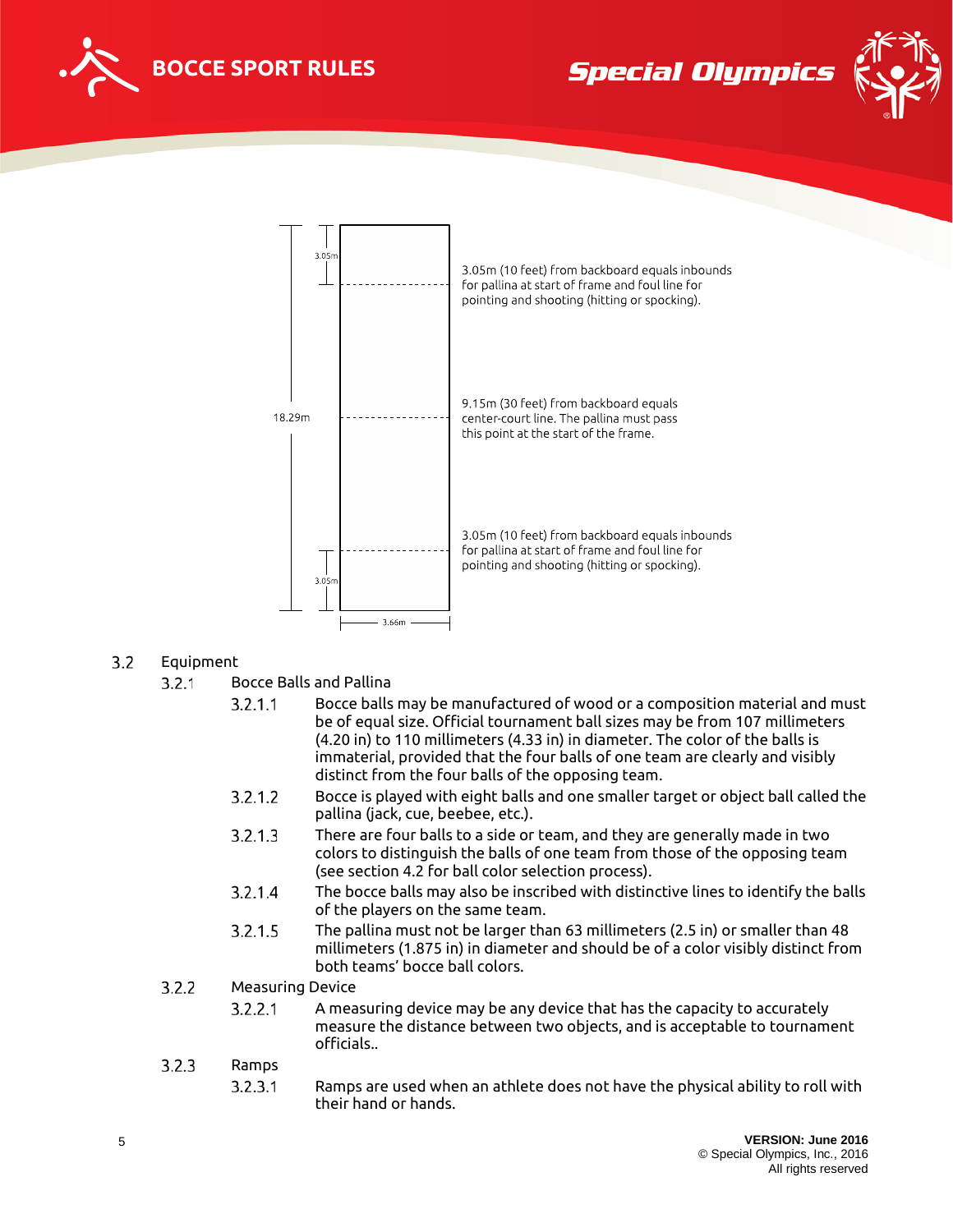3.05m

18.29m

3.05m

3.66m

3.05m (10 feet) from backboard equals inbounds for pallina at start of frame and foul line for pointing and shooting (hitting or spocking).

9.15m (30 feet) from backboard equals center-court line. The pallina must pass this point at the start of the frame.

3.05m (10 feet) from backboard equals inbounds for pallina at start of frame and foul line for pointing and shooting (hitting or spocking).

## 3.2 Equipment

### 3.2.1 Bocce Balls and Pallina

3.2.1.1 Bocce balls may be manufactured of wood or a composition material and must be of equal size. Official tournament ball sizes may be from 107 millimeters (4.20 in) to 110 millimeters (4.33 in) in diameter. The color of the balls is immaterial, provided that the four balls of one team are clearly and visibly distinct from the four balls of the opposing team.

3.2.1.2 Bocce is played with eight balls and one smaller target or object ball called the pallina (jack, cue, beebee, etc.).

3.2.1.3 There are four balls to a side or team, and they are generally made in two colors to distinguish the balls of one team from those of the opposing team (see section 4.2 for ball color selection process).

3.2.1.4 The bocce balls may also be inscribed with distinctive lines to identify the balls of the players on the same team.

3.2.1.5 The pallina must not be larger than 63 millimeters (2.5 in) or smaller than 48 millimeters (1.875 in) in diameter and should be of a color visibly distinct from both teams' bocce ball colors.

### 3.2.2 Measuring Device

3.2.2.1 A measuring device may be any device that has the capacity to accurately measure the distance between two objects, and is acceptable to tournament officials..

### 3.2.3 Ramps

3.2.3.1 Ramps are used when an athlete does not have the physical ability to roll with their hand or hands.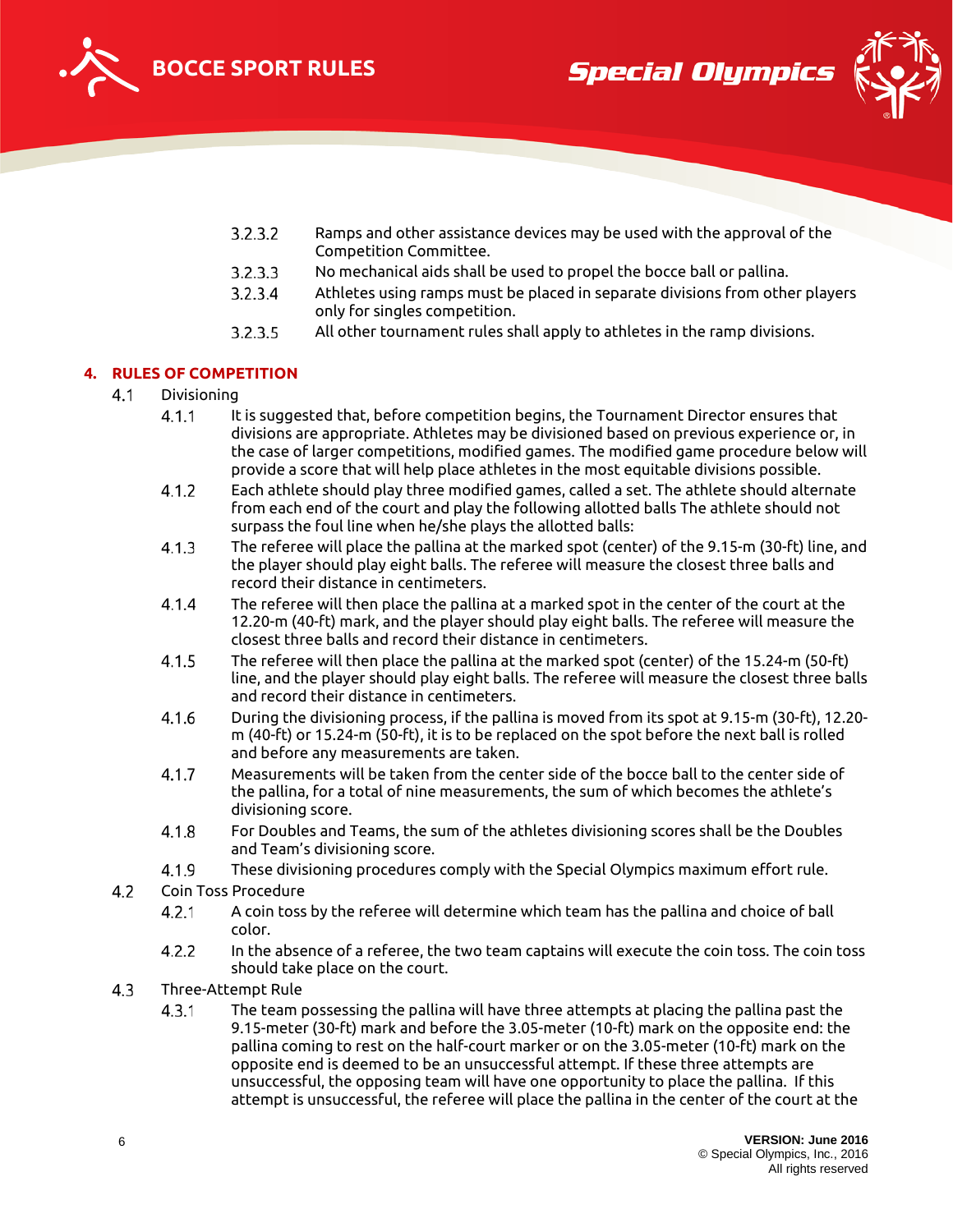3.2.3.2 Ramps and other assistance devices may be used with the approval of the Competition Committee.

3.2.3.3 No mechanical aids shall be used to propel the bocce ball or pallina.

3.2.3.4 Athletes using ramps must be placed in separate divisions from other players only for singles competition.

3.2.3.5 All other tournament rules shall apply to athletes in the ramp divisions.

## 4. RULES OF COMPETITION

### 4.1 Divisioning

4.1.1 It is suggested that, before competition begins, the Tournament Director ensures that divisions are appropriate. Athletes may be divisioned based on previous experience or, in the case of larger competitions, modified games. The modified game procedure below will provide a score that will help place athletes in the most equitable divisions possible.

4.1.2 Each athlete should play three modified games, called a set. The athlete should alternate from each end of the court and play the following allotted balls The athlete should not surpass the foul line when he/she plays the allotted balls:

4.1.3 The referee will place the pallina at the marked spot (center) of the 9.15-m (30-ft) line, and the player should play eight balls. The referee will measure the closest three balls and record their distance in centimeters.

4.1.4 The referee will then place the pallina at a marked spot in the center of the court at the 12.20-m (40-ft) mark, and the player should play eight balls. The referee will measure the closest three balls and record their distance in centimeters.

4.1.5 The referee will then place the pallina at the marked spot (center) of the 15.24-m (50-ft) line, and the player should play eight balls. The referee will measure the closest three balls and record their distance in centimeters.

4.1.6 During the divisioning process, if the pallina is moved from its spot at 9.15-m (30-ft), 12.20-m (40-ft) or 15.24-m (50-ft), it is to be replaced on the spot before the next ball is rolled and before any measurements are taken.

4.1.7 Measurements will be taken from the center side of the bocce ball to the center side of the pallina, for a total of nine measurements, the sum of which becomes the athlete's divisioning score.

4.1.8 For Doubles and Teams, the sum of the athletes divisioning scores shall be the Doubles and Team's divisioning score.

4.1.9 These divisioning procedures comply with the Special Olympics maximum effort rule.

### 4.2 Coin Toss Procedure

4.2.1 A coin toss by the referee will determine which team has the pallina and choice of ball color.

4.2.2 In the absence of a referee, the two team captains will execute the coin toss. The coin toss should take place on the court.

### 4.3 Three-Attempt Rule

4.3.1 The team possessing the pallina will have three attempts at placing the pallina past the 9.15-meter (30-ft) mark and before the 3.05-meter (10-ft) mark on the opposite end: the pallina coming to rest on the half-court marker or on the 3.05-meter (10-ft) mark on the opposite end is deemed to be an unsuccessful attempt. If these three attempts are unsuccessful, the opposing team will have one opportunity to place the pallina. If this attempt is unsuccessful, the referee will place the pallina in the center of the court at the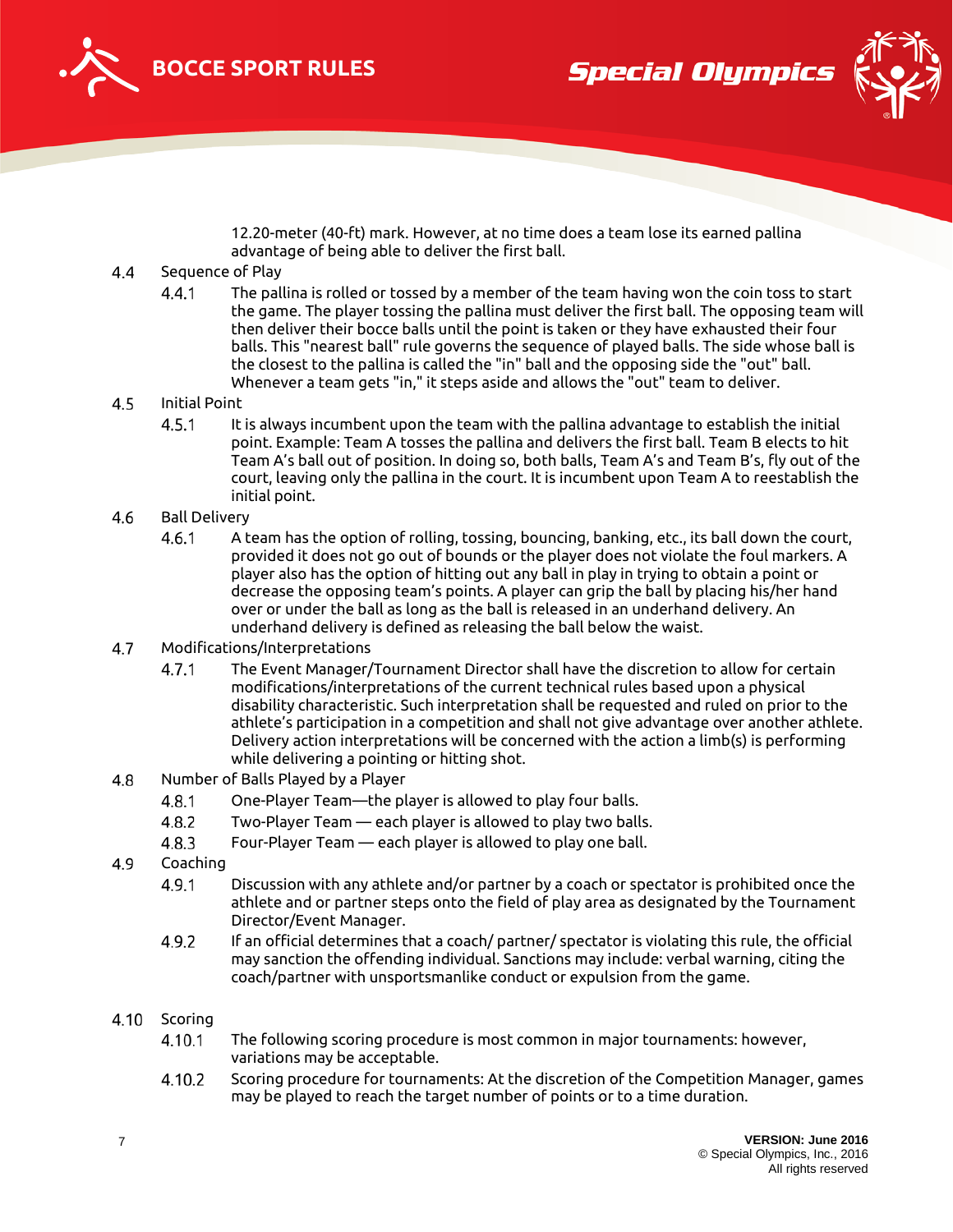12.20-meter (40-ft) mark. However, at no time does a team lose its earned pallina advantage of being able to deliver the first ball.

4.4 Sequence of Play

4.4.1 The pallina is rolled or tossed by a member of the team having won the coin toss to start the game. The player tossing the pallina must deliver the first ball. The opposing team will then deliver their bocce balls until the point is taken or they have exhausted their four balls. This "nearest ball" rule governs the sequence of played balls. The side whose ball is the closest to the pallina is called the "in" ball and the opposing side the "out" ball. Whenever a team gets "in," it steps aside and allows the "out" team to deliver.

4.5 Initial Point

4.5.1 It is always incumbent upon the team with the pallina advantage to establish the initial point. Example: Team A tosses the pallina and delivers the first ball. Team B elects to hit Team A's ball out of position. In doing so, both balls, Team A's and Team B's, fly out of the court, leaving only the pallina in the court. It is incumbent upon Team A to reestablish the initial point.

4.6 Ball Delivery

4.6.1 A team has the option of rolling, tossing, bouncing, banking, etc., its ball down the court, provided it does not go out of bounds or the player does not violate the foul markers. A player also has the option of hitting out any ball in play in trying to obtain a point or decrease the opposing team's points. A player can grip the ball by placing his/her hand over or under the ball as long as the ball is released in an underhand delivery. An underhand delivery is defined as releasing the ball below the waist.

4.7 Modifications/Interpretations

4.7.1 The Event Manager/Tournament Director shall have the discretion to allow for certain modifications/interpretations of the current technical rules based upon a physical disability characteristic. Such interpretation shall be requested and ruled on prior to the athlete's participation in a competition and shall not give advantage over another athlete. Delivery action interpretations will be concerned with the action a limb(s) is performing while delivering a pointing or hitting shot.

4.8 Number of Balls Played by a Player

4.8.1 One-Player Team—the player is allowed to play four balls.

4.8.2 Two-Player Team — each player is allowed to play two balls.

4.8.3 Four-Player Team — each player is allowed to play one ball.

4.9 Coaching

4.9.1 Discussion with any athlete and/or partner by a coach or spectator is prohibited once the athlete and or partner steps onto the field of play area as designated by the Tournament Director/Event Manager.

4.9.2 If an official determines that a coach/ partner/ spectator is violating this rule, the official may sanction the offending individual. Sanctions may include: verbal warning, citing the coach/partner with unsportsmanlike conduct or expulsion from the game.

4.10 Scoring

4.10.1 The following scoring procedure is most common in major tournaments: however, variations may be acceptable.

4.10.2 Scoring procedure for tournaments: At the discretion of the Competition Manager, games may be played to reach the target number of points or to a time duration.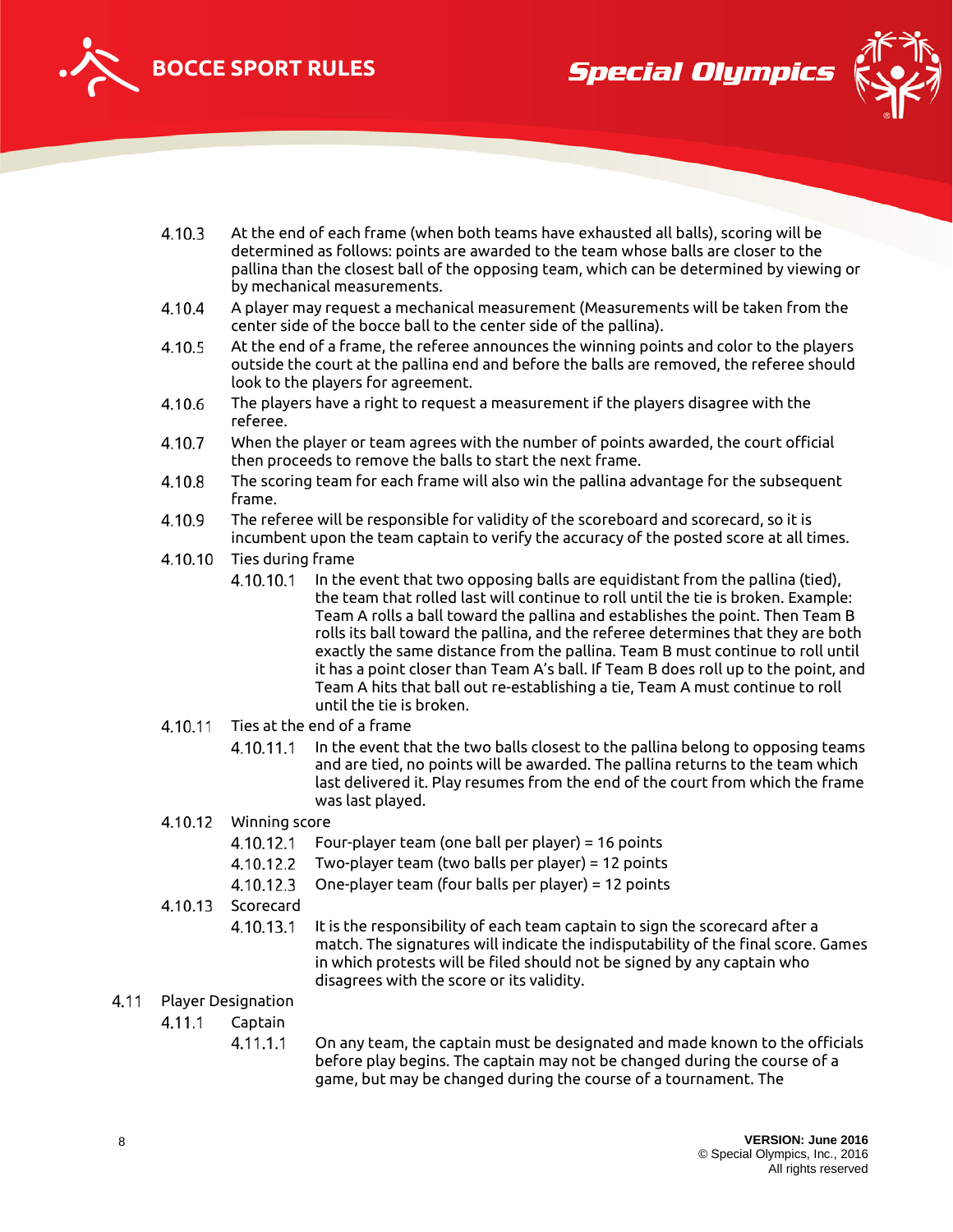4.10.3 At the end of each frame (when both teams have exhausted all balls), scoring will be determined as follows: points are awarded to the team whose balls are closer to the pallina than the closest ball of the opposing team, which can be determined by viewing or by mechanical measurements.

4.10.4 A player may request a mechanical measurement (Measurements will be taken from the center side of the bocce ball to the center side of the pallina).

4.10.5 At the end of a frame, the referee announces the winning points and color to the players outside the court at the pallina end and before the balls are removed, the referee should look to the players for agreement.

4.10.6 The players have a right to request a measurement if the players disagree with the referee.

4.10.7 When the player or team agrees with the number of points awarded, the court official then proceeds to remove the balls to start the next frame.

4.10.8 The scoring team for each frame will also win the pallina advantage for the subsequent frame.

4.10.9 The referee will be responsible for validity of the scoreboard and scorecard, so it is incumbent upon the team captain to verify the accuracy of the posted score at all times.

4.10.10 Ties during frame

4.10.10.1 In the event that two opposing balls are equidistant from the pallina (tied), the team that rolled last will continue to roll until the tie is broken. Example: Team A rolls a ball toward the pallina and establishes the point. Then Team B rolls its ball toward the pallina, and the referee determines that they are both exactly the same distance from the pallina. Team B must continue to roll until it has a point closer than Team A's ball. If Team B does roll up to the point, and Team A hits that ball out re-establishing a tie, Team A must continue to roll until the tie is broken.

4.10.11 Ties at the end of a frame

4.10.11.1 In the event that the two balls closest to the pallina belong to opposing teams and are tied, no points will be awarded. The pallina returns to the team which last delivered it. Play resumes from the end of the court from which the frame was last played.

4.10.12 Winning score

4.10.12.1 Four-player team (one ball per player) = 16 points

4.10.12.2 Two-player team (two balls per player) = 12 points

4.10.12.3 One-player team (four balls per player) = 12 points

4.10.13 Scorecard

4.10.13.1 It is the responsibility of each team captain to sign the scorecard after a match. The signatures will indicate the indisputability of the final score. Games in which protests will be filed should not be signed by any captain who disagrees with the score or its validity.

4.11 Player Designation

4.11.1 Captain

4.11.1.1 On any team, the captain must be designated and made known to the officials before play begins. The captain may not be changed during the course of a game, but may be changed during the course of a tournament. The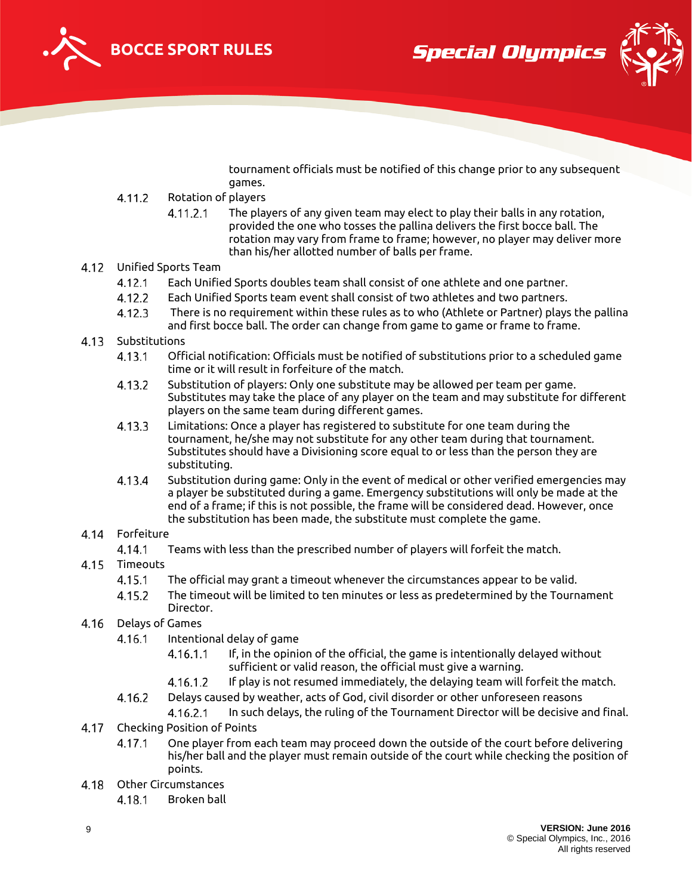tournament officials must be notified of this change prior to any subsequent games.

4.11.2 Rotation of players

4.11.2.1 The players of any given team may elect to play their balls in any rotation, provided the one who tosses the pallina delivers the first bocce ball. The rotation may vary from frame to frame; however, no player may deliver more than his/her allotted number of balls per frame.

4.12 Unified Sports Team

4.12.1 Each Unified Sports doubles team shall consist of one athlete and one partner.

4.12.2 Each Unified Sports team event shall consist of two athletes and two partners.

4.12.3 There is no requirement within these rules as to who (Athlete or Partner) plays the pallina and first bocce ball. The order can change from game to game or frame to frame.

4.13 Substitutions

4.13.1 Official notification: Officials must be notified of substitutions prior to a scheduled game time or it will result in forfeiture of the match.

4.13.2 Substitution of players: Only one substitute may be allowed per team per game. Substitutes may take the place of any player on the team and may substitute for different players on the same team during different games.

4.13.3 Limitations: Once a player has registered to substitute for one team during the tournament, he/she may not substitute for any other team during that tournament. Substitutes should have a Divisioning score equal to or less than the person they are substituting.

4.13.4 Substitution during game: Only in the event of medical or other verified emergencies may a player be substituted during a game. Emergency substitutions will only be made at the end of a frame; if this is not possible, the frame will be considered dead. However, once the substitution has been made, the substitute must complete the game.

4.14 Forfeiture

4.14.1 Teams with less than the prescribed number of players will forfeit the match.

4.15 Timeouts

4.15.1 The official may grant a timeout whenever the circumstances appear to be valid.

4.15.2 The timeout will be limited to ten minutes or less as predetermined by the Tournament Director.

4.16 Delays of Games

4.16.1 Intentional delay of game

4.16.1.1 If, in the opinion of the official, the game is intentionally delayed without sufficient or valid reason, the official must give a warning.

4.16.1.2 If play is not resumed immediately, the delaying team will forfeit the match.

4.16.2 Delays caused by weather, acts of God, civil disorder or other unforeseen reasons

4.16.2.1 In such delays, the ruling of the Tournament Director will be decisive and final.

4.17 Checking Position of Points

4.17.1 One player from each team may proceed down the outside of the court before delivering his/her ball and the player must remain outside of the court while checking the position of points.

4.18 Other Circumstances

4.18.1 Broken ball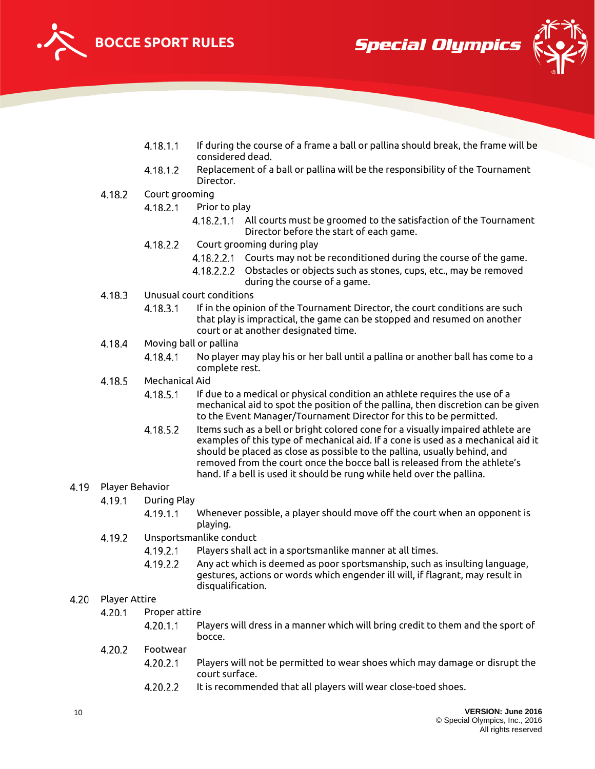4.18.1.1 If during the course of a frame a ball or pallina should break, the frame will be considered dead.

4.18.1.2 Replacement of a ball or pallina will be the responsibility of the Tournament Director.

4.18.2 Court grooming

4.18.2.1 Prior to play

4.18.2.1.1 All courts must be groomed to the satisfaction of the Tournament Director before the start of each game.

4.18.2.2 Court grooming during play

4.18.2.2.1 Courts may not be reconditioned during the course of the game.

4.18.2.2.2 Obstacles or objects such as stones, cups, etc., may be removed during the course of a game.

4.18.3 Unusual court conditions

4.18.3.1 If in the opinion of the Tournament Director, the court conditions are such that play is impractical, the game can be stopped and resumed on another court or at another designated time.

4.18.4 Moving ball or pallina

4.18.4.1 No player may play his or her ball until a pallina or another ball has come to a complete rest.

4.18.5 Mechanical Aid

4.18.5.1 If due to a medical or physical condition an athlete requires the use of a mechanical aid to spot the position of the pallina, then discretion can be given to the Event Manager/Tournament Director for this to be permitted.

4.18.5.2 Items such as a bell or bright colored cone for a visually impaired athlete are examples of this type of mechanical aid. If a cone is used as a mechanical aid it should be placed as close as possible to the pallina, usually behind, and removed from the court once the bocce ball is released from the athlete's hand. If a bell is used it should be rung while held over the pallina.

## 4.19 Player Behavior

4.19.1 During Play

4.19.1.1 Whenever possible, a player should move off the court when an opponent is playing.

4.19.2 Unsportsmanlike conduct

4.19.2.1 Players shall act in a sportsmanlike manner at all times.

4.19.2.2 Any act which is deemed as poor sportsmanship, such as insulting language, gestures, actions or words which engender ill will, if flagrant, may result in disqualification.

## 4.20 Player Attire

4.20.1 Proper attire

4.20.1.1 Players will dress in a manner which will bring credit to them and the sport of bocce.

4.20.2 Footwear

4.20.2.1 Players will not be permitted to wear shoes which may damage or disrupt the court surface.

4.20.2.2 It is recommended that all players will wear close-toed shoes.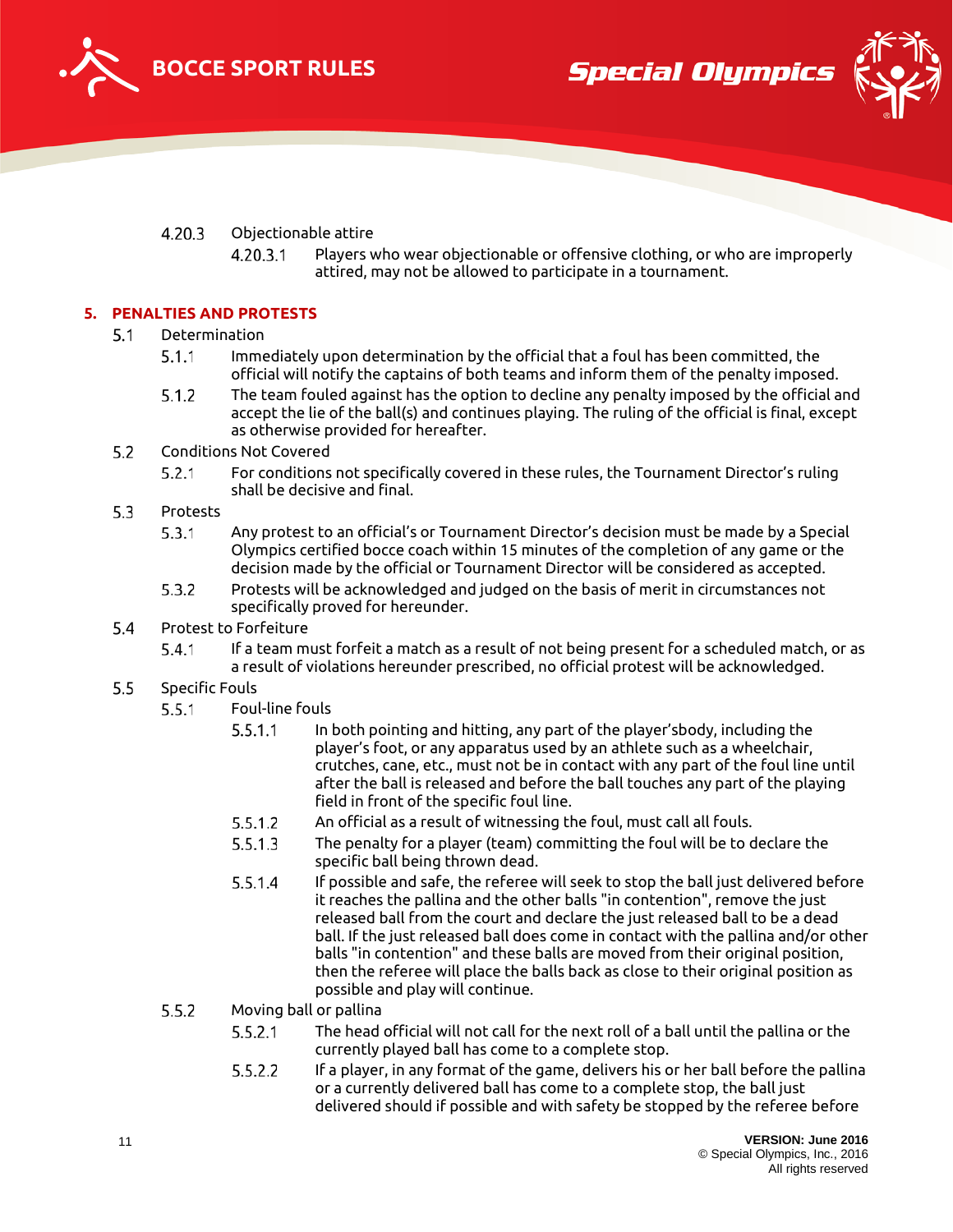4.20.3 Objectionable attire

4.20.3.1 Players who wear objectionable or offensive clothing, or who are improperly attired, may not be allowed to participate in a tournament.

## 5. PENALTIES AND PROTESTS

5.1 Determination

5.1.1 Immediately upon determination by the official that a foul has been committed, the official will notify the captains of both teams and inform them of the penalty imposed.

5.1.2 The team fouled against has the option to decline any penalty imposed by the official and accept the lie of the ball(s) and continues playing. The ruling of the official is final, except as otherwise provided for hereafter.

5.2 Conditions Not Covered

5.2.1 For conditions not specifically covered in these rules, the Tournament Director's ruling shall be decisive and final.

5.3 Protests

5.3.1 Any protest to an official's or Tournament Director's decision must be made by a Special Olympics certified bocce coach within 15 minutes of the completion of any game or the decision made by the official or Tournament Director will be considered as accepted.

5.3.2 Protests will be acknowledged and judged on the basis of merit in circumstances not specifically proved for hereunder.

5.4 Protest to Forfeiture

5.4.1 If a team must forfeit a match as a result of not being present for a scheduled match, or as a result of violations hereunder prescribed, no official protest will be acknowledged.

5.5 Specific Fouls

5.5.1 Foul-line fouls

5.5.1.1 In both pointing and hitting, any part of the player'sbody, including the player's foot, or any apparatus used by an athlete such as a wheelchair, crutches, cane, etc., must not be in contact with any part of the foul line until after the ball is released and before the ball touches any part of the playing field in front of the specific foul line.

5.5.1.2 An official as a result of witnessing the foul, must call all fouls.

5.5.1.3 The penalty for a player (team) committing the foul will be to declare the specific ball being thrown dead.

5.5.1.4 If possible and safe, the referee will seek to stop the ball just delivered before it reaches the pallina and the other balls "in contention", remove the just released ball from the court and declare the just released ball to be a dead ball. If the just released ball does come in contact with the pallina and/or other balls "in contention" and these balls are moved from their original position, then the referee will place the balls back as close to their original position as possible and play will continue.

5.5.2 Moving ball or pallina

5.5.2.1 The head official will not call for the next roll of a ball until the pallina or the currently played ball has come to a complete stop.

5.5.2.2 If a player, in any format of the game, delivers his or her ball before the pallina or a currently delivered ball has come to a complete stop, the ball just delivered should if possible and with safety be stopped by the referee before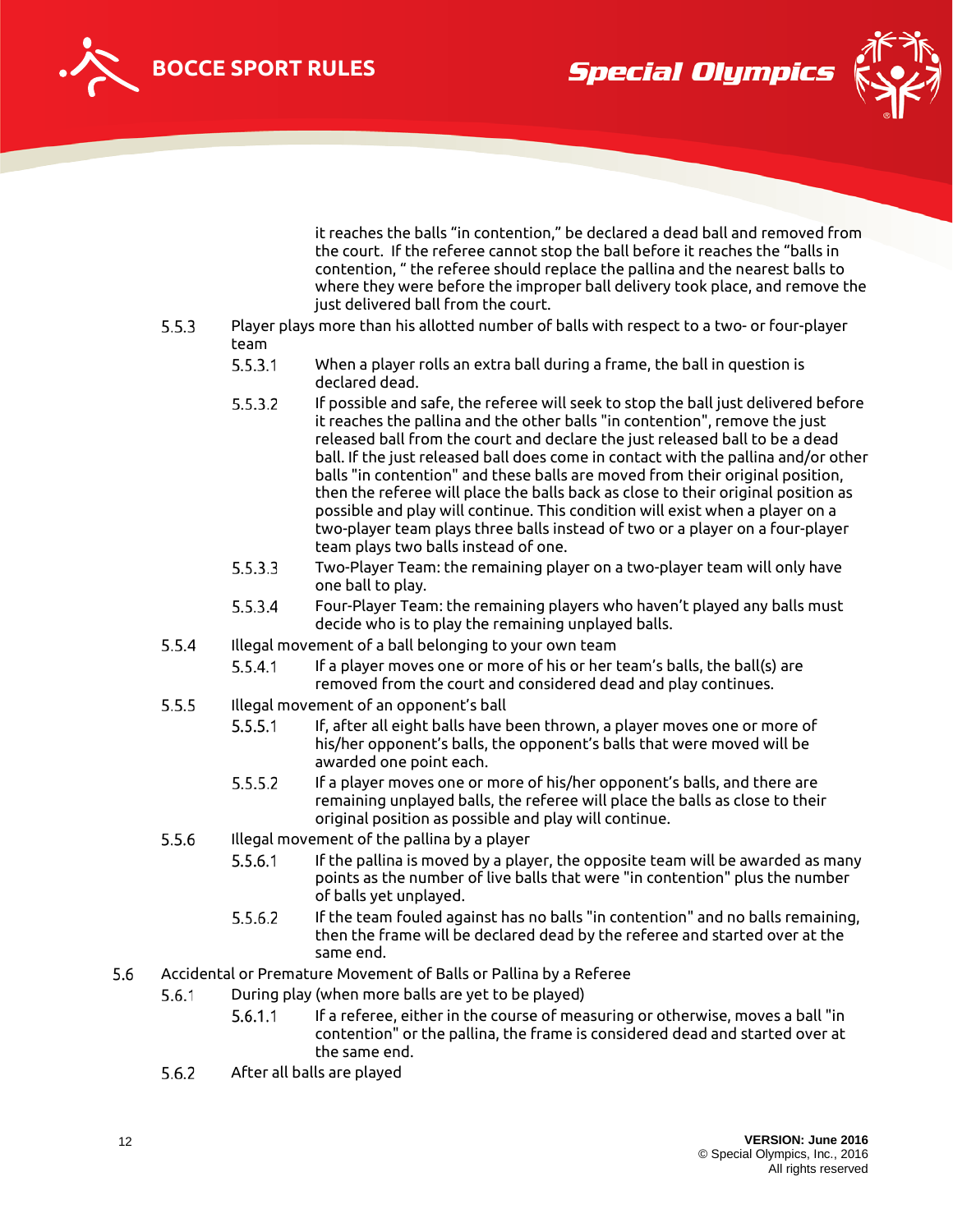it reaches the balls "in contention," be declared a dead ball and removed from the court. If the referee cannot stop the ball before it reaches the "balls in contention, " the referee should replace the pallina and the nearest balls to where they were before the improper ball delivery took place, and remove the just delivered ball from the court.

5.5.3 Player plays more than his allotted number of balls with respect to a two- or four-player team

5.5.3.1 When a player rolls an extra ball during a frame, the ball in question is declared dead.

5.5.3.2 If possible and safe, the referee will seek to stop the ball just delivered before it reaches the pallina and the other balls "in contention", remove the just released ball from the court and declare the just released ball to be a dead ball. If the just released ball does come in contact with the pallina and/or other balls "in contention" and these balls are moved from their original position, then the referee will place the balls back as close to their original position as possible and play will continue. This condition will exist when a player on a two-player team plays three balls instead of two or a player on a four-player team plays two balls instead of one.

5.5.3.3 Two-Player Team: the remaining player on a two-player team will only have one ball to play.

5.5.3.4 Four-Player Team: the remaining players who haven't played any balls must decide who is to play the remaining unplayed balls.

5.5.4 Illegal movement of a ball belonging to your own team

5.5.4.1 If a player moves one or more of his or her team's balls, the ball(s) are removed from the court and considered dead and play continues.

5.5.5 Illegal movement of an opponent's ball

5.5.5.1 If, after all eight balls have been thrown, a player moves one or more of his/her opponent's balls, the opponent's balls that were moved will be awarded one point each.

5.5.5.2 If a player moves one or more of his/her opponent's balls, and there are remaining unplayed balls, the referee will place the balls as close to their original position as possible and play will continue.

5.5.6 Illegal movement of the pallina by a player

5.5.6.1 If the pallina is moved by a player, the opposite team will be awarded as many points as the number of live balls that were "in contention" plus the number of balls yet unplayed.

5.5.6.2 If the team fouled against has no balls "in contention" and no balls remaining, then the frame will be declared dead by the referee and started over at the same end.

5.6 Accidental or Premature Movement of Balls or Pallina by a Referee

5.6.1 During play (when more balls are yet to be played)

5.6.1.1 If a referee, either in the course of measuring or otherwise, moves a ball "in contention" or the pallina, the frame is considered dead and started over at the same end.

5.6.2 After all balls are played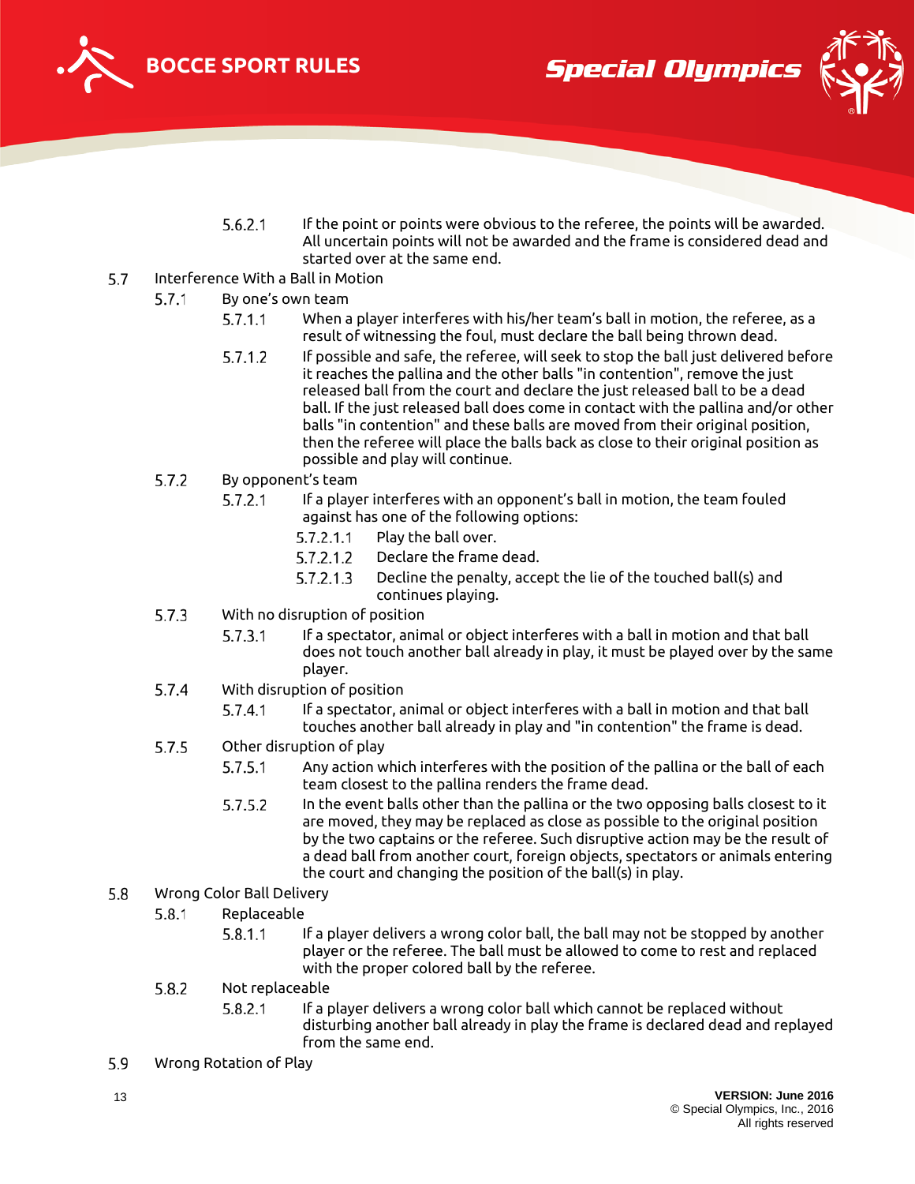5.6.2.1 If the point or points were obvious to the referee, the points will be awarded. All uncertain points will not be awarded and the frame is considered dead and started over at the same end.

## 5.7 Interference With a Ball in Motion

### 5.7.1 By one's own team

5.7.1.1 When a player interferes with his/her team's ball in motion, the referee, as a result of witnessing the foul, must declare the ball being thrown dead.

5.7.1.2 If possible and safe, the referee, will seek to stop the ball just delivered before it reaches the pallina and the other balls "in contention", remove the just released ball from the court and declare the just released ball to be a dead ball. If the just released ball does come in contact with the pallina and/or other balls "in contention" and these balls are moved from their original position, then the referee will place the balls back as close to their original position as possible and play will continue.

### 5.7.2 By opponent's team

5.7.2.1 If a player interferes with an opponent's ball in motion, the team fouled against has one of the following options:

- 5.7.2.1.1 Play the ball over.
- 5.7.2.1.2 Declare the frame dead.
- 5.7.2.1.3 Decline the penalty, accept the lie of the touched ball(s) and continues playing.

### 5.7.3 With no disruption of position

5.7.3.1 If a spectator, animal or object interferes with a ball in motion and that ball does not touch another ball already in play, it must be played over by the same player.

### 5.7.4 With disruption of position

5.7.4.1 If a spectator, animal or object interferes with a ball in motion and that ball touches another ball already in play and "in contention" the frame is dead.

### 5.7.5 Other disruption of play

5.7.5.1 Any action which interferes with the position of the pallina or the ball of each team closest to the pallina renders the frame dead.

5.7.5.2 In the event balls other than the pallina or the two opposing balls closest to it are moved, they may be replaced as close as possible to the original position by the two captains or the referee. Such disruptive action may be the result of a dead ball from another court, foreign objects, spectators or animals entering the court and changing the position of the ball(s) in play.

## 5.8 Wrong Color Ball Delivery

### 5.8.1 Replaceable

5.8.1.1 If a player delivers a wrong color ball, the ball may not be stopped by another player or the referee. The ball must be allowed to come to rest and replaced with the proper colored ball by the referee.

### 5.8.2 Not replaceable

5.8.2.1 If a player delivers a wrong color ball which cannot be replaced without disturbing another ball already in play the frame is declared dead and replayed from the same end.

## 5.9 Wrong Rotation of Play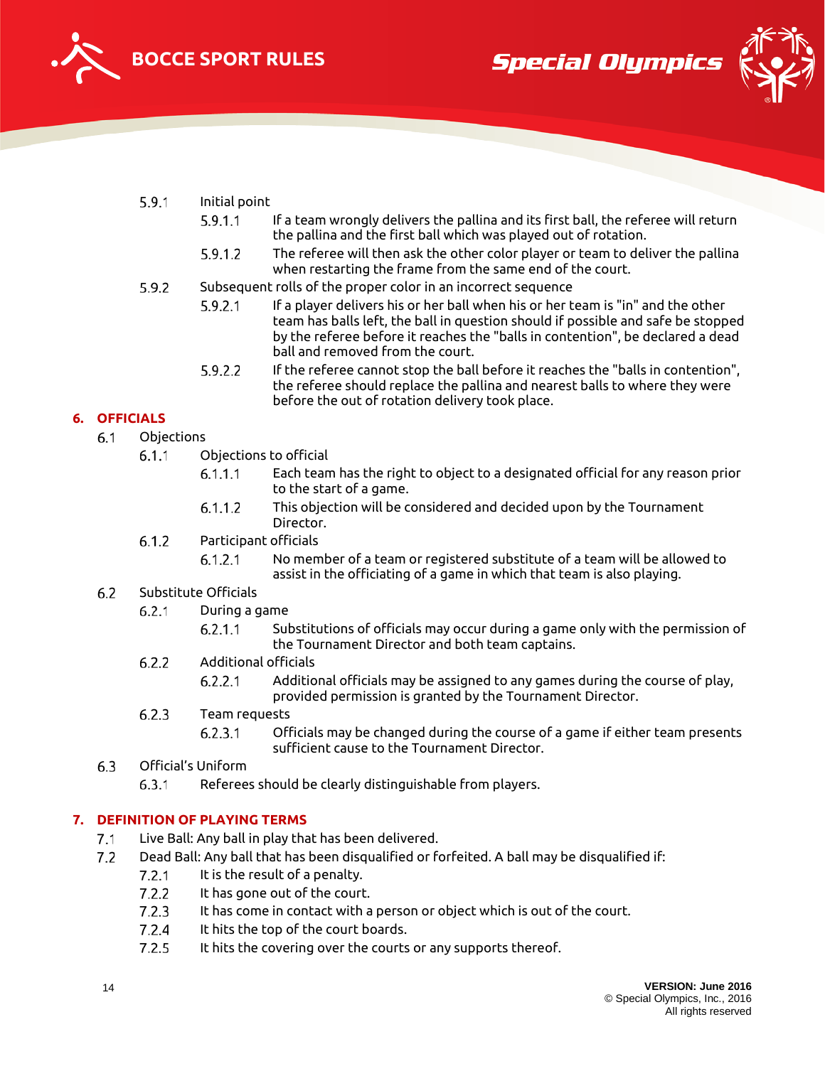5.9.1 Initial point

5.9.1.1 If a team wrongly delivers the pallina and its first ball, the referee will return the pallina and the first ball which was played out of rotation.

5.9.1.2 The referee will then ask the other color player or team to deliver the pallina when restarting the frame from the same end of the court.

5.9.2 Subsequent rolls of the proper color in an incorrect sequence

5.9.2.1 If a player delivers his or her ball when his or her team is "in" and the other team has balls left, the ball in question should if possible and safe be stopped by the referee before it reaches the "balls in contention", be declared a dead ball and removed from the court.

5.9.2.2 If the referee cannot stop the ball before it reaches the "balls in contention", the referee should replace the pallina and nearest balls to where they were before the out of rotation delivery took place.

## 6. OFFICIALS

6.1 Objections

6.1.1 Objections to official

6.1.1.1 Each team has the right to object to a designated official for any reason prior to the start of a game.

6.1.1.2 This objection will be considered and decided upon by the Tournament Director.

6.1.2 Participant officials

6.1.2.1 No member of a team or registered substitute of a team will be allowed to assist in the officiating of a game in which that team is also playing.

6.2 Substitute Officials

6.2.1 During a game

6.2.1.1 Substitutions of officials may occur during a game only with the permission of the Tournament Director and both team captains.

6.2.2 Additional officials

6.2.2.1 Additional officials may be assigned to any games during the course of play, provided permission is granted by the Tournament Director.

6.2.3 Team requests

6.2.3.1 Officials may be changed during the course of a game if either team presents sufficient cause to the Tournament Director.

6.3 Official's Uniform

6.3.1 Referees should be clearly distinguishable from players.

## 7. DEFINITION OF PLAYING TERMS

7.1 Live Ball: Any ball in play that has been delivered.

7.2 Dead Ball: Any ball that has been disqualified or forfeited. A ball may be disqualified if:

7.2.1 It is the result of a penalty.

7.2.2 It has gone out of the court.

7.2.3 It has come in contact with a person or object which is out of the court.

7.2.4 It hits the top of the court boards.

7.2.5 It hits the covering over the courts or any supports thereof.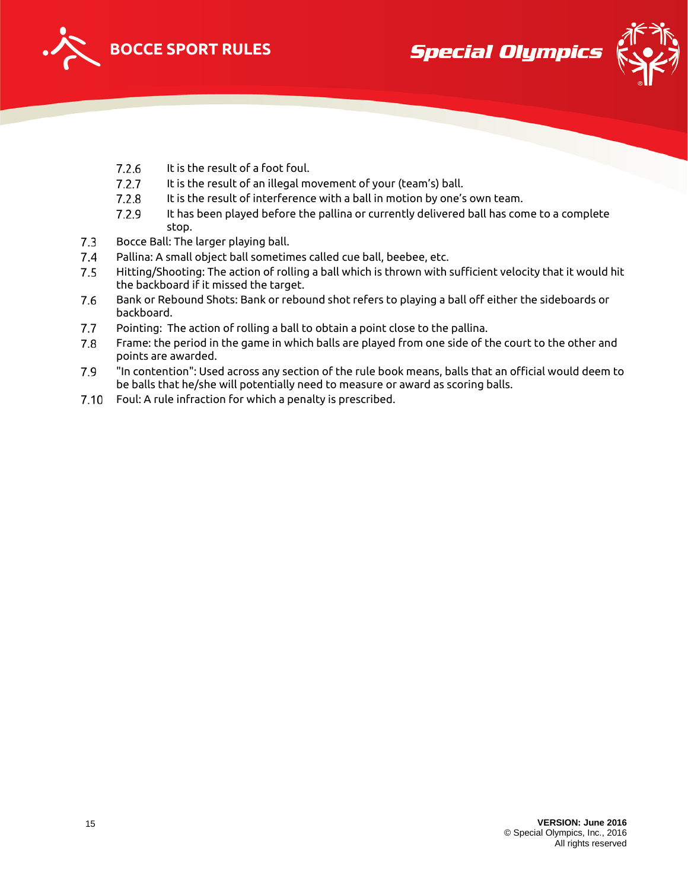- 7.2.6 It is the result of a foot foul.
- 7.2.7 It is the result of an illegal movement of your (team's) ball.
- 7.2.8 It is the result of interference with a ball in motion by one's own team.
- 7.2.9 It has been played before the pallina or currently delivered ball has come to a complete stop.

7.3 Bocce Ball: The larger playing ball.

7.4 Pallina: A small object ball sometimes called cue ball, beebee, etc.

7.5 Hitting/Shooting: The action of rolling a ball which is thrown with sufficient velocity that it would hit the backboard if it missed the target.

7.6 Bank or Rebound Shots: Bank or rebound shot refers to playing a ball off either the sideboards or backboard.

7.7 Pointing: The action of rolling a ball to obtain a point close to the pallina.

7.8 Frame: the period in the game in which balls are played from one side of the court to the other and points are awarded.

7.9 "In contention": Used across any section of the rule book means, balls that an official would deem to be balls that he/she will potentially need to measure or award as scoring balls.

7.10 Foul: A rule infraction for which a penalty is prescribed.